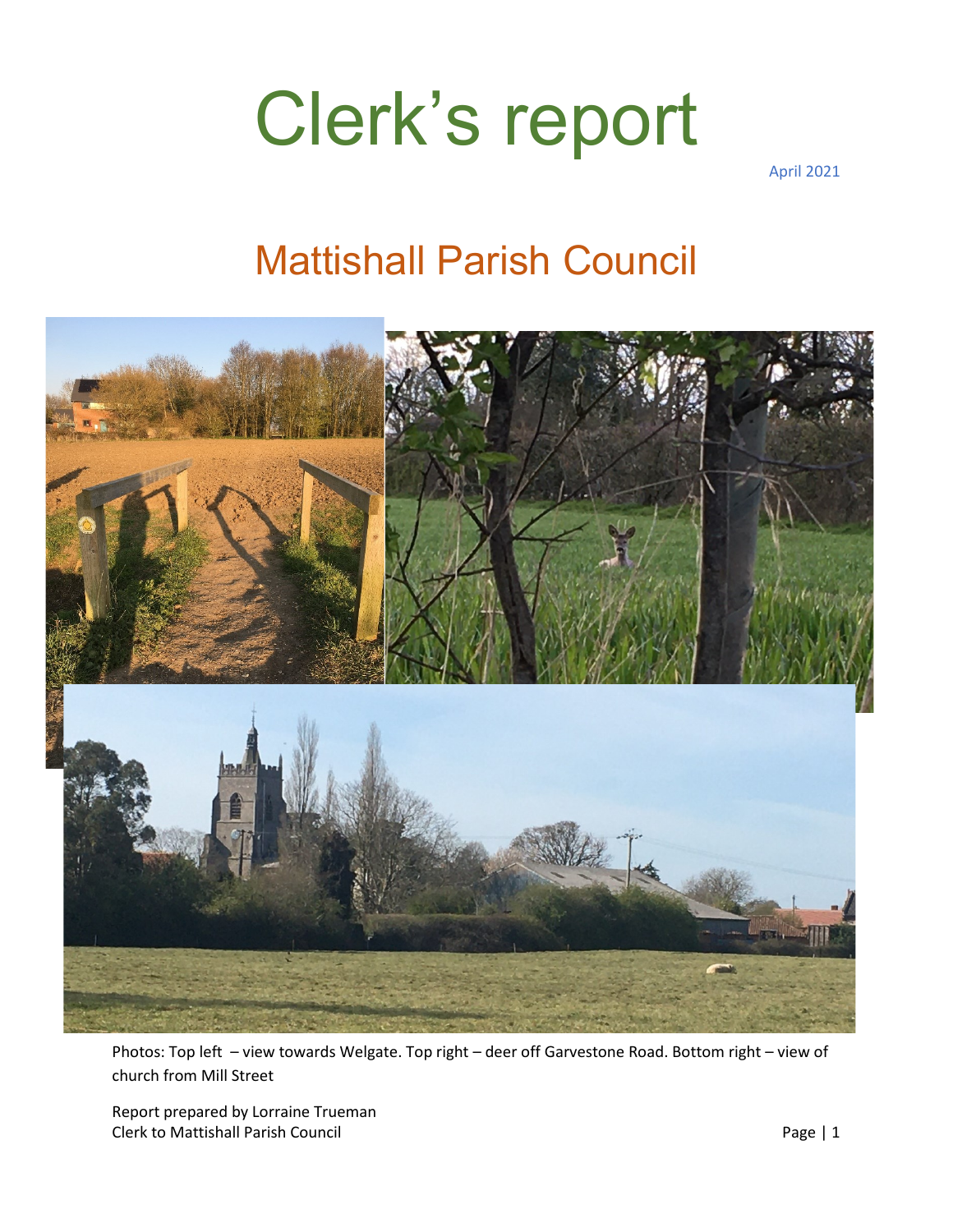# Clerk's report

April 2021

## Mattishall Parish Council

Photos: Top left – view towards Welgate. Top right – deer off Garvestone Road. Bottom right – view of church from Mill Street

Report prepared by Lorraine Trueman
Clerk to Mattishall Parish Council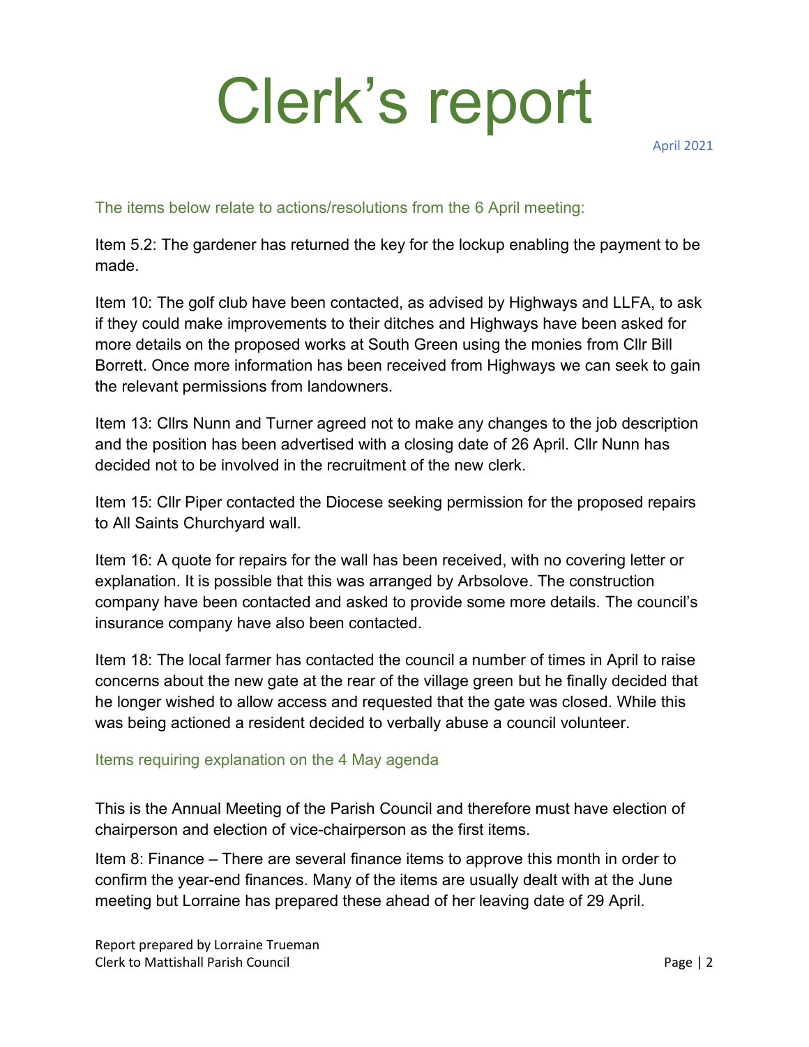# Clerk's report

April 2021

### The items below relate to actions/resolutions from the 6 April meeting:

Item 5.2: The gardener has returned the key for the lockup enabling the payment to be made.

Item 10: The golf club have been contacted, as advised by Highways and LLFA, to ask if they could make improvements to their ditches and Highways have been asked for more details on the proposed works at South Green using the monies from Cllr Bill Borrett. Once more information has been received from Highways we can seek to gain the relevant permissions from landowners.

Item 13: Cllrs Nunn and Turner agreed not to make any changes to the job description and the position has been advertised with a closing date of 26 April. Cllr Nunn has decided not to be involved in the recruitment of the new clerk.

Item 15: Cllr Piper contacted the Diocese seeking permission for the proposed repairs to All Saints Churchyard wall.

Item 16: A quote for repairs for the wall has been received, with no covering letter or explanation. It is possible that this was arranged by Arbsolove. The construction company have been contacted and asked to provide some more details. The council's insurance company have also been contacted.

Item 18: The local farmer has contacted the council a number of times in April to raise concerns about the new gate at the rear of the village green but he finally decided that he longer wished to allow access and requested that the gate was closed. While this was being actioned a resident decided to verbally abuse a council volunteer.

### Items requiring explanation on the 4 May agenda

This is the Annual Meeting of the Parish Council and therefore must have election of chairperson and election of vice-chairperson as the first items.

Item 8: Finance – There are several finance items to approve this month in order to confirm the year-end finances. Many of the items are usually dealt with at the June meeting but Lorraine has prepared these ahead of her leaving date of 29 April.

Report prepared by Lorraine Trueman
Clerk to Mattishall Parish Council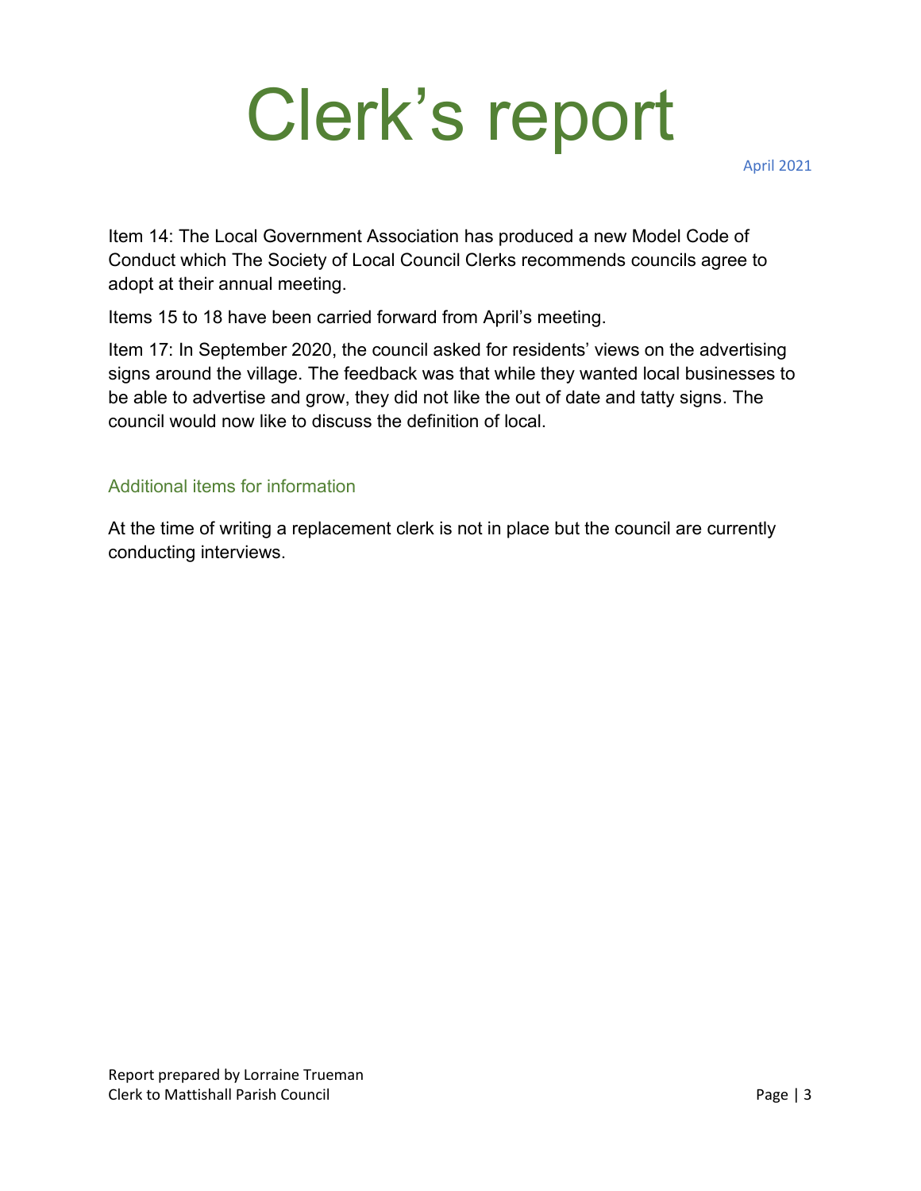# Clerk's report

April 2021

Item 14: The Local Government Association has produced a new Model Code of Conduct which The Society of Local Council Clerks recommends councils agree to adopt at their annual meeting.

Items 15 to 18 have been carried forward from April's meeting.

Item 17: In September 2020, the council asked for residents' views on the advertising signs around the village. The feedback was that while they wanted local businesses to be able to advertise and grow, they did not like the out of date and tatty signs. The council would now like to discuss the definition of local.

## Additional items for information

At the time of writing a replacement clerk is not in place but the council are currently conducting interviews.

Report prepared by Lorraine Trueman
Clerk to Mattishall Parish Council